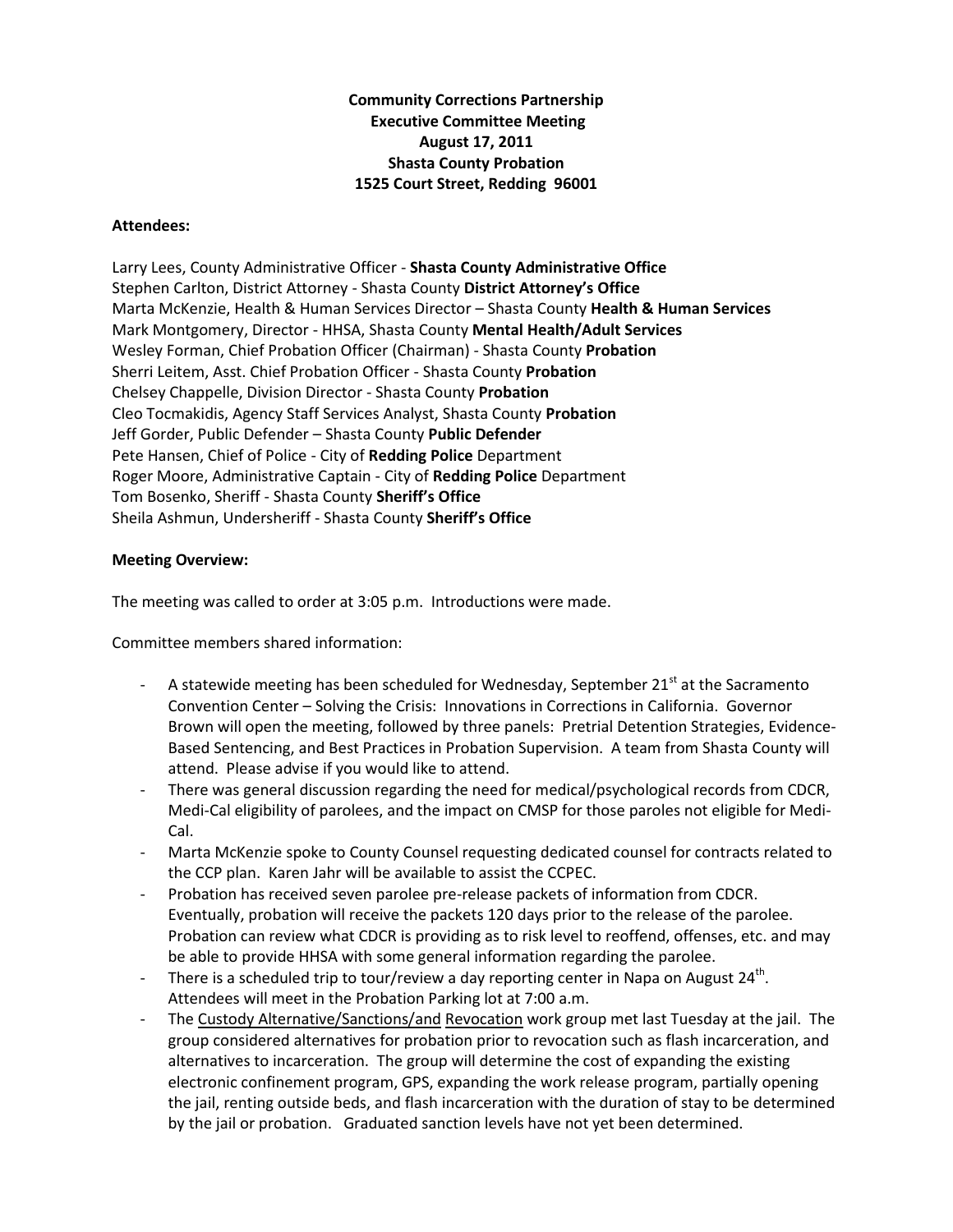**Community Corrections Partnership**
**Executive Committee Meeting**
**August 17, 2011**
**Shasta County Probation**
**1525 Court Street, Redding 96001**

**Attendees:**

Larry Lees, County Administrative Officer - **Shasta County Administrative Office**
Stephen Carlton, District Attorney - Shasta County **District Attorney's Office**
Marta McKenzie, Health & Human Services Director – Shasta County **Health & Human Services**
Mark Montgomery, Director - HHSA, Shasta County **Mental Health/Adult Services**
Wesley Forman, Chief Probation Officer (Chairman) - Shasta County **Probation**
Sherri Leitem, Asst. Chief Probation Officer - Shasta County **Probation**
Chelsey Chappelle, Division Director - Shasta County **Probation**
Cleo Tocmakidis, Agency Staff Services Analyst, Shasta County **Probation**
Jeff Gorder, Public Defender – Shasta County **Public Defender**
Pete Hansen, Chief of Police - City of **Redding Police** Department
Roger Moore, Administrative Captain - City of **Redding Police** Department
Tom Bosenko, Sheriff - Shasta County **Sheriff's Office**
Sheila Ashmun, Undersheriff - Shasta County **Sheriff's Office**

**Meeting Overview:**

The meeting was called to order at 3:05 p.m. Introductions were made.

Committee members shared information:

- A statewide meeting has been scheduled for Wednesday, September 21st at the Sacramento Convention Center – Solving the Crisis: Innovations in Corrections in California. Governor Brown will open the meeting, followed by three panels: Pretrial Detention Strategies, Evidence-Based Sentencing, and Best Practices in Probation Supervision. A team from Shasta County will attend. Please advise if you would like to attend.
- There was general discussion regarding the need for medical/psychological records from CDCR, Medi-Cal eligibility of parolees, and the impact on CMSP for those paroles not eligible for Medi-Cal.
- Marta McKenzie spoke to County Counsel requesting dedicated counsel for contracts related to the CCP plan. Karen Jahr will be available to assist the CCPEC.
- Probation has received seven parolee pre-release packets of information from CDCR. Eventually, probation will receive the packets 120 days prior to the release of the parolee. Probation can review what CDCR is providing as to risk level to reoffend, offenses, etc. and may be able to provide HHSA with some general information regarding the parolee.
- There is a scheduled trip to tour/review a day reporting center in Napa on August 24th. Attendees will meet in the Probation Parking lot at 7:00 a.m.
- The Custody Alternative/Sanctions/and Revocation work group met last Tuesday at the jail. The group considered alternatives for probation prior to revocation such as flash incarceration, and alternatives to incarceration. The group will determine the cost of expanding the existing electronic confinement program, GPS, expanding the work release program, partially opening the jail, renting outside beds, and flash incarceration with the duration of stay to be determined by the jail or probation. Graduated sanction levels have not yet been determined.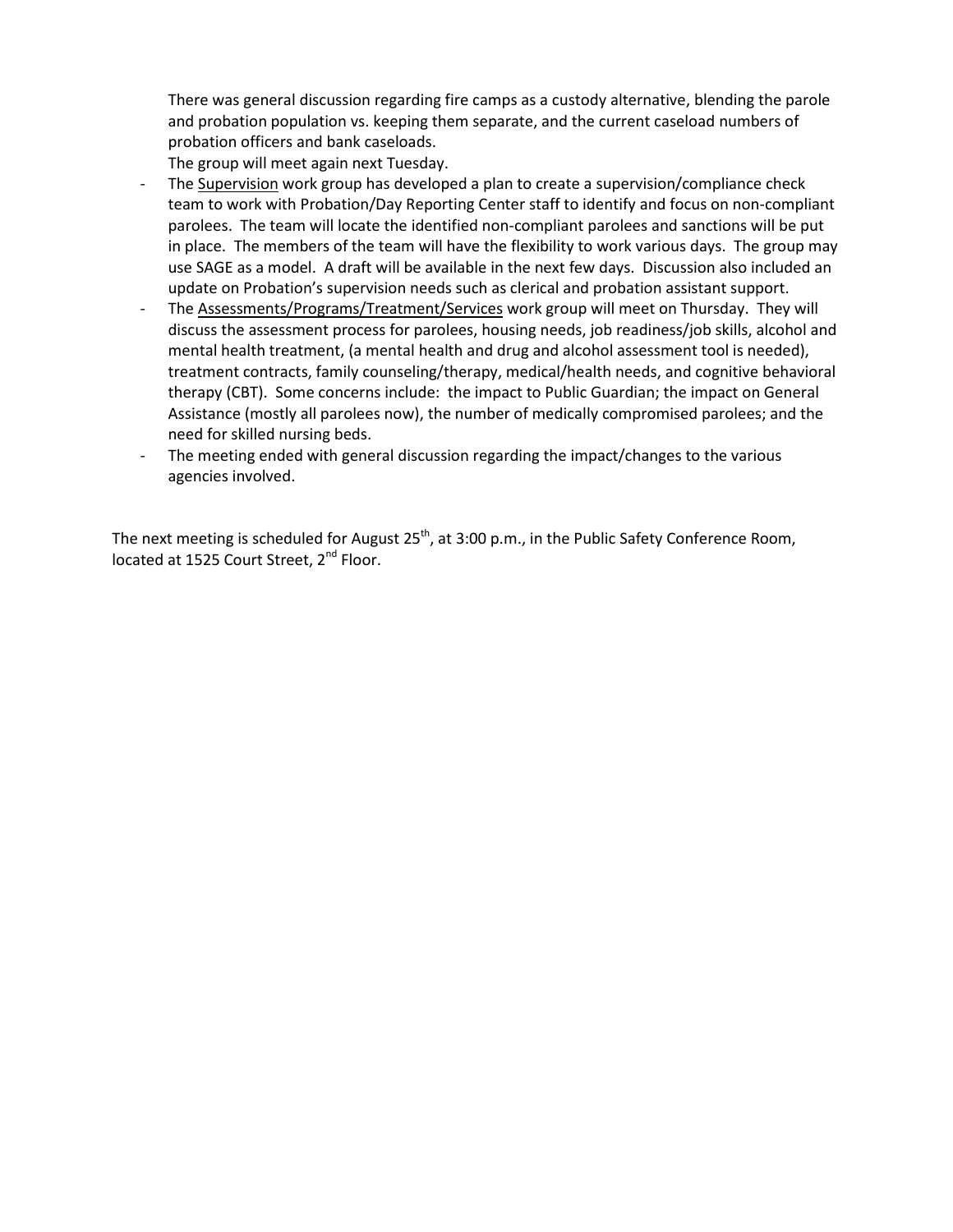There was general discussion regarding fire camps as a custody alternative, blending the parole and probation population vs. keeping them separate, and the current caseload numbers of probation officers and bank caseloads.
The group will meet again next Tuesday.

- The <u>Supervision</u> work group has developed a plan to create a supervision/compliance check team to work with Probation/Day Reporting Center staff to identify and focus on non-compliant parolees. The team will locate the identified non-compliant parolees and sanctions will be put in place. The members of the team will have the flexibility to work various days. The group may use SAGE as a model. A draft will be available in the next few days. Discussion also included an update on Probation's supervision needs such as clerical and probation assistant support.
- The <u>Assessments/Programs/Treatment/Services</u> work group will meet on Thursday. They will discuss the assessment process for parolees, housing needs, job readiness/job skills, alcohol and mental health treatment, (a mental health and drug and alcohol assessment tool is needed), treatment contracts, family counseling/therapy, medical/health needs, and cognitive behavioral therapy (CBT). Some concerns include: the impact to Public Guardian; the impact on General Assistance (mostly all parolees now), the number of medically compromised parolees; and the need for skilled nursing beds.
- The meeting ended with general discussion regarding the impact/changes to the various agencies involved.

The next meeting is scheduled for August 25th, at 3:00 p.m., in the Public Safety Conference Room, located at 1525 Court Street, 2nd Floor.